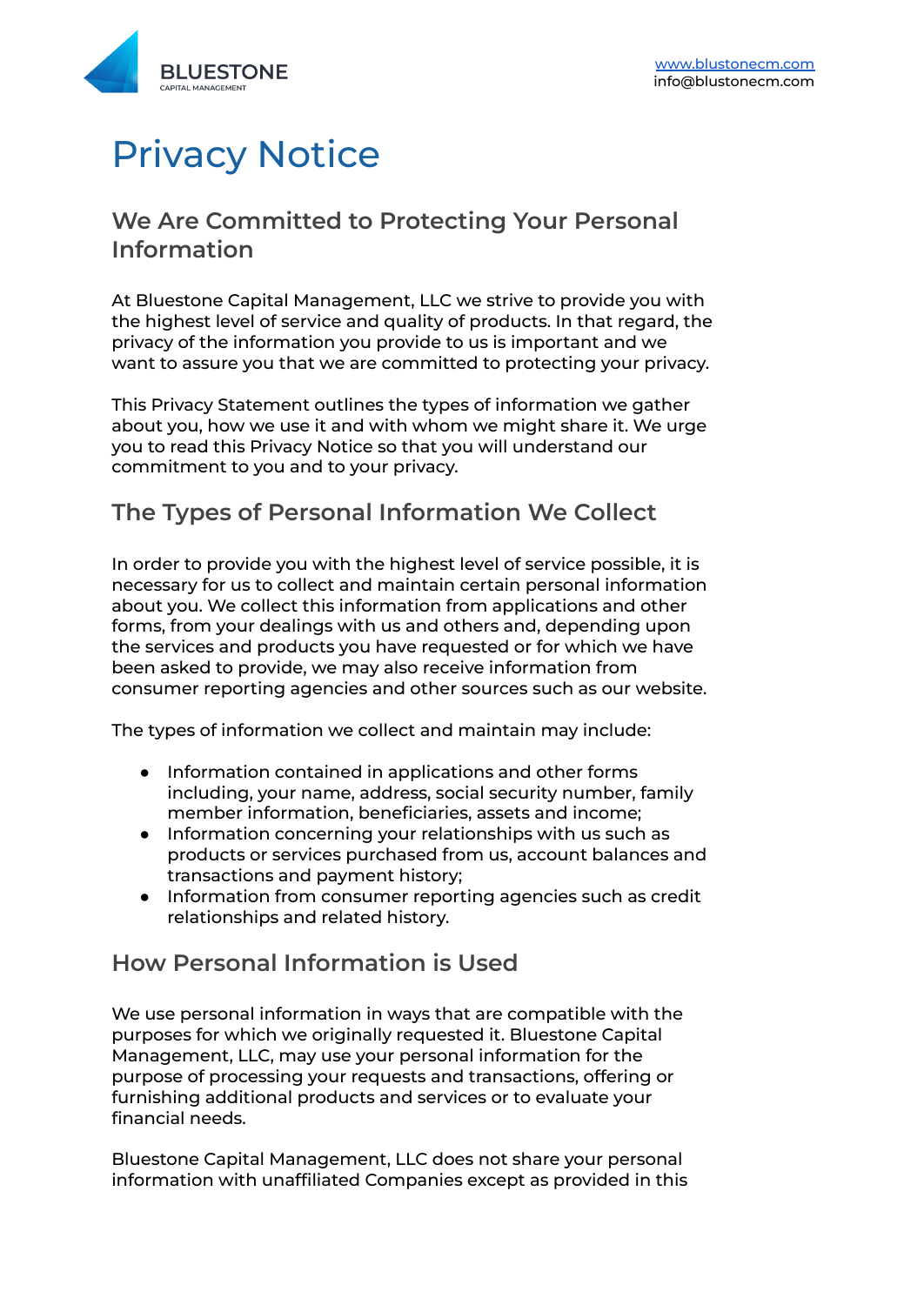**BLUESTONE**
CAPITAL MANAGEMENT

www.blustonecm.com
info@blustonecm.com

# Privacy Notice

## We Are Committed to Protecting Your Personal Information

At Bluestone Capital Management, LLC we strive to provide you with the highest level of service and quality of products. In that regard, the privacy of the information you provide to us is important and we want to assure you that we are committed to protecting your privacy.

This Privacy Statement outlines the types of information we gather about you, how we use it and with whom we might share it. We urge you to read this Privacy Notice so that you will understand our commitment to you and to your privacy.

## The Types of Personal Information We Collect

In order to provide you with the highest level of service possible, it is necessary for us to collect and maintain certain personal information about you. We collect this information from applications and other forms, from your dealings with us and others and, depending upon the services and products you have requested or for which we have been asked to provide, we may also receive information from consumer reporting agencies and other sources such as our website.

The types of information we collect and maintain may include:

- Information contained in applications and other forms including, your name, address, social security number, family member information, beneficiaries, assets and income;
- Information concerning your relationships with us such as products or services purchased from us, account balances and transactions and payment history;
- Information from consumer reporting agencies such as credit relationships and related history.

## How Personal Information is Used

We use personal information in ways that are compatible with the purposes for which we originally requested it. Bluestone Capital Management, LLC, may use your personal information for the purpose of processing your requests and transactions, offering or furnishing additional products and services or to evaluate your financial needs.

Bluestone Capital Management, LLC does not share your personal information with unaffiliated Companies except as provided in this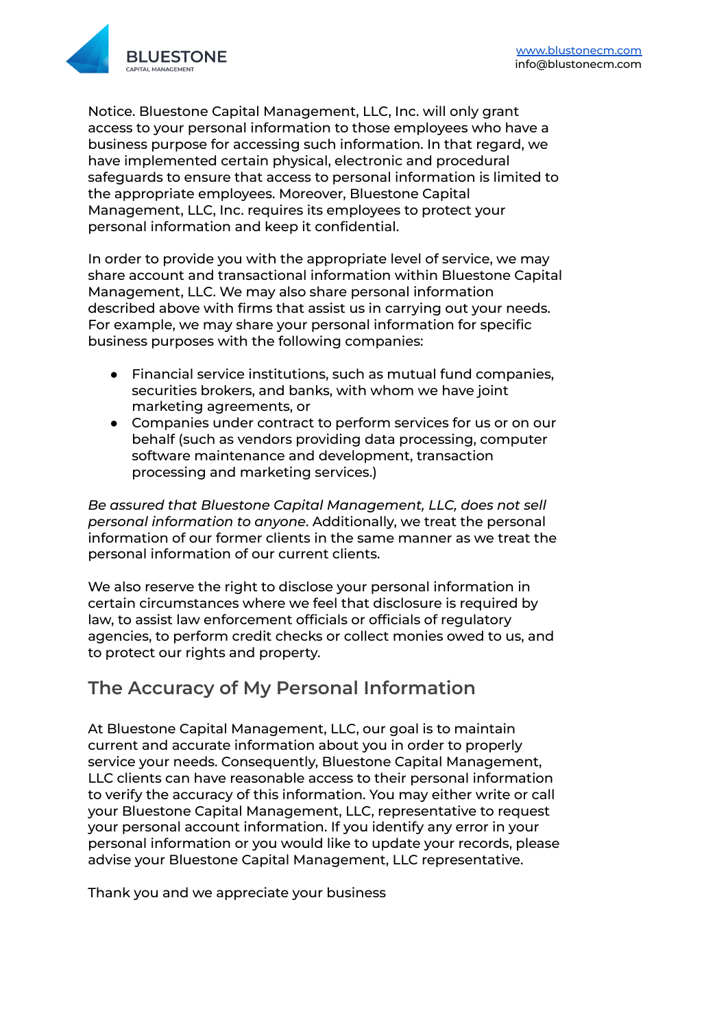Notice. Bluestone Capital Management, LLC, Inc. will only grant access to your personal information to those employees who have a business purpose for accessing such information. In that regard, we have implemented certain physical, electronic and procedural safeguards to ensure that access to personal information is limited to the appropriate employees. Moreover, Bluestone Capital Management, LLC, Inc. requires its employees to protect your personal information and keep it confidential.

In order to provide you with the appropriate level of service, we may share account and transactional information within Bluestone Capital Management, LLC. We may also share personal information described above with firms that assist us in carrying out your needs. For example, we may share your personal information for specific business purposes with the following companies:

- Financial service institutions, such as mutual fund companies, securities brokers, and banks, with whom we have joint marketing agreements, or
- Companies under contract to perform services for us or on our behalf (such as vendors providing data processing, computer software maintenance and development, transaction processing and marketing services.)

*Be assured that Bluestone Capital Management, LLC, does not sell personal information to anyone*. Additionally, we treat the personal information of our former clients in the same manner as we treat the personal information of our current clients.

We also reserve the right to disclose your personal information in certain circumstances where we feel that disclosure is required by law, to assist law enforcement officials or officials of regulatory agencies, to perform credit checks or collect monies owed to us, and to protect our rights and property.

## The Accuracy of My Personal Information

At Bluestone Capital Management, LLC, our goal is to maintain current and accurate information about you in order to properly service your needs. Consequently, Bluestone Capital Management, LLC clients can have reasonable access to their personal information to verify the accuracy of this information. You may either write or call your Bluestone Capital Management, LLC, representative to request your personal account information. If you identify any error in your personal information or you would like to update your records, please advise your Bluestone Capital Management, LLC representative.

Thank you and we appreciate your business